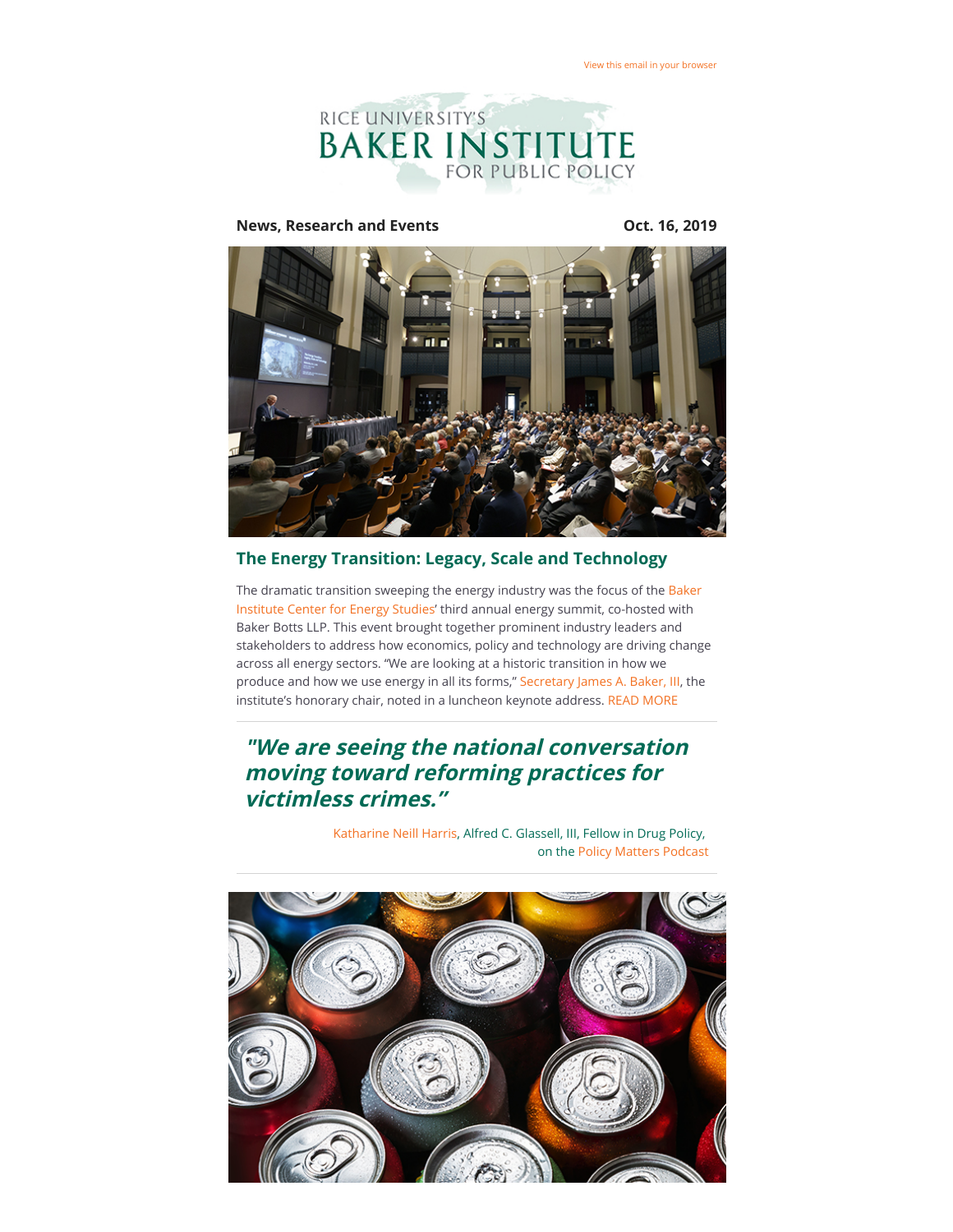View this email in your browser

RICE UNIVERSITY'S BAKER INSTITUTE FOR PUBLIC POLICY

**News, Research and Events** **Oct. 16, 2019**

## The Energy Transition: Legacy, Scale and Technology

The dramatic transition sweeping the energy industry was the focus of the Baker Institute Center for Energy Studies' third annual energy summit, co-hosted with Baker Botts LLP. This event brought together prominent industry leaders and stakeholders to address how economics, policy and technology are driving change across all energy sectors. "We are looking at a historic transition in how we produce and how we use energy in all its forms," Secretary James A. Baker, III, the institute's honorary chair, noted in a luncheon keynote address. READ MORE

---

> ***"We are seeing the national conversation moving toward reforming practices for victimless crimes."***

Katharine Neill Harris, Alfred C. Glassell, III, Fellow in Drug Policy, on the Policy Matters Podcast

---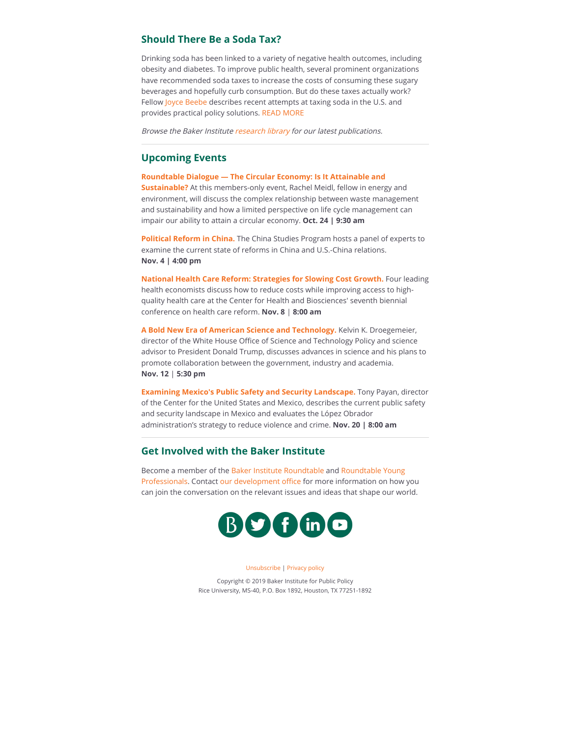## Should There Be a Soda Tax?

Drinking soda has been linked to a variety of negative health outcomes, including obesity and diabetes. To improve public health, several prominent organizations have recommended soda taxes to increase the costs of consuming these sugary beverages and hopefully curb consumption. But do these taxes actually work? Fellow Joyce Beebe describes recent attempts at taxing soda in the U.S. and provides practical policy solutions. READ MORE

*Browse the Baker Institute research library for our latest publications.*

---

## Upcoming Events

**Roundtable Dialogue — The Circular Economy: Is It Attainable and Sustainable?** At this members-only event, Rachel Meidl, fellow in energy and environment, will discuss the complex relationship between waste management and sustainability and how a limited perspective on life cycle management can impair our ability to attain a circular economy. **Oct. 24 | 9:30 am**

**Political Reform in China.** The China Studies Program hosts a panel of experts to examine the current state of reforms in China and U.S.-China relations. **Nov. 4 | 4:00 pm**

**National Health Care Reform: Strategies for Slowing Cost Growth.** Four leading health economists discuss how to reduce costs while improving access to high-quality health care at the Center for Health and Biosciences' seventh biennial conference on health care reform. **Nov. 8** | **8:00 am**

**A Bold New Era of American Science and Technology.** Kelvin K. Droegemeier, director of the White House Office of Science and Technology Policy and science advisor to President Donald Trump, discusses advances in science and his plans to promote collaboration between the government, industry and academia. **Nov. 12** | **5:30 pm**

**Examining Mexico's Public Safety and Security Landscape.** Tony Payan, director of the Center for the United States and Mexico, describes the current public safety and security landscape in Mexico and evaluates the López Obrador administration's strategy to reduce violence and crime. **Nov. 20 | 8:00 am**

---

## Get Involved with the Baker Institute

Become a member of the Baker Institute Roundtable and Roundtable Young Professionals. Contact our development office for more information on how you can join the conversation on the relevant issues and ideas that shape our world.

Unsubscribe | Privacy policy

Copyright © 2019 Baker Institute for Public Policy
Rice University, MS-40, P.O. Box 1892, Houston, TX 77251-1892